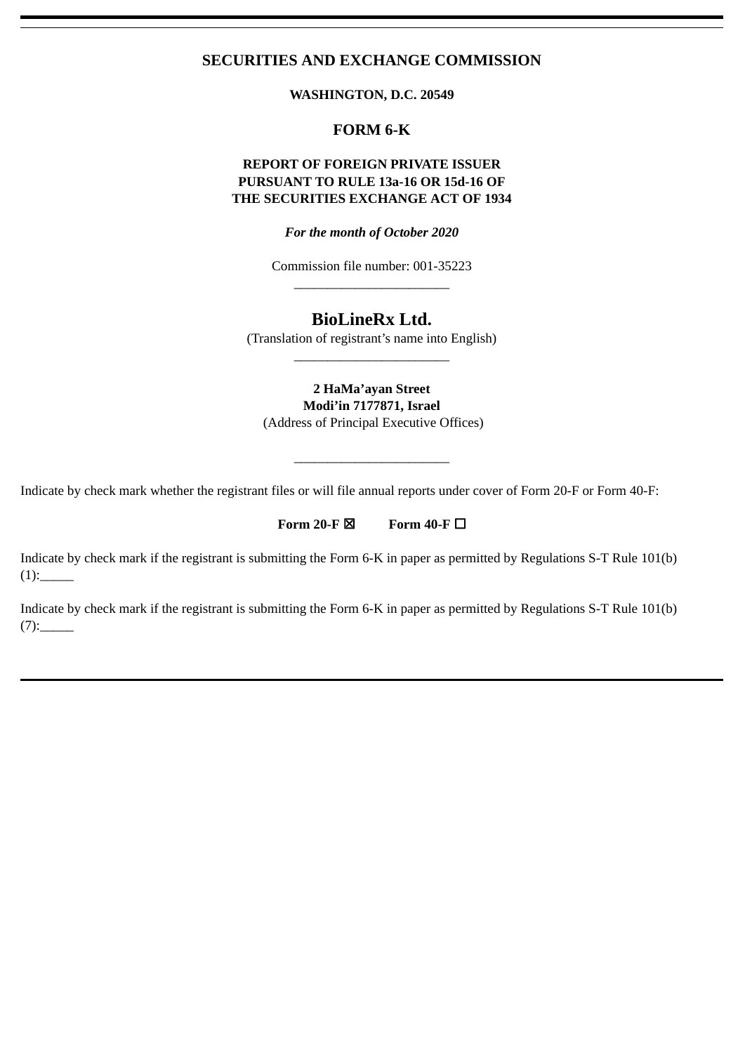# SECURITIES AND EXCHANGE COMMISSION

**WASHINGTON, D.C. 20549**

## FORM 6-K

**REPORT OF FOREIGN PRIVATE ISSUER PURSUANT TO RULE 13a-16 OR 15d-16 OF THE SECURITIES EXCHANGE ACT OF 1934**

***For the month of October 2020***

Commission file number: 001-35223

______________________

## BioLineRx Ltd.

(Translation of registrant's name into English)

______________________

**2 HaMa'ayan Street**
**Modi'in 7177871, Israel**
(Address of Principal Executive Offices)

______________________

Indicate by check mark whether the registrant files or will file annual reports under cover of Form 20-F or Form 40-F:

**Form 20-F** ☒ **Form 40-F** ☐

Indicate by check mark if the registrant is submitting the Form 6-K in paper as permitted by Regulations S-T Rule 101(b)(1):_____

Indicate by check mark if the registrant is submitting the Form 6-K in paper as permitted by Regulations S-T Rule 101(b)(7):_____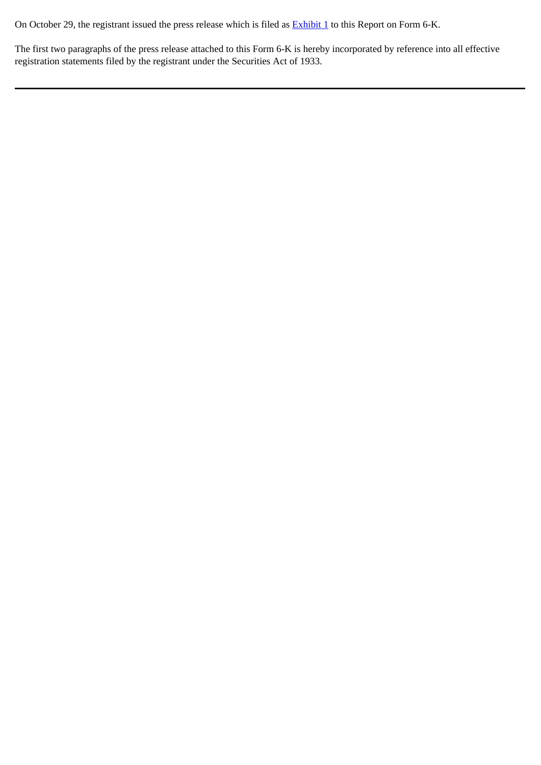On October 29, the registrant issued the press release which is filed as [Exhibit 1] to this Report on Form 6-K.

The first two paragraphs of the press release attached to this Form 6-K is hereby incorporated by reference into all effective registration statements filed by the registrant under the Securities Act of 1933.

---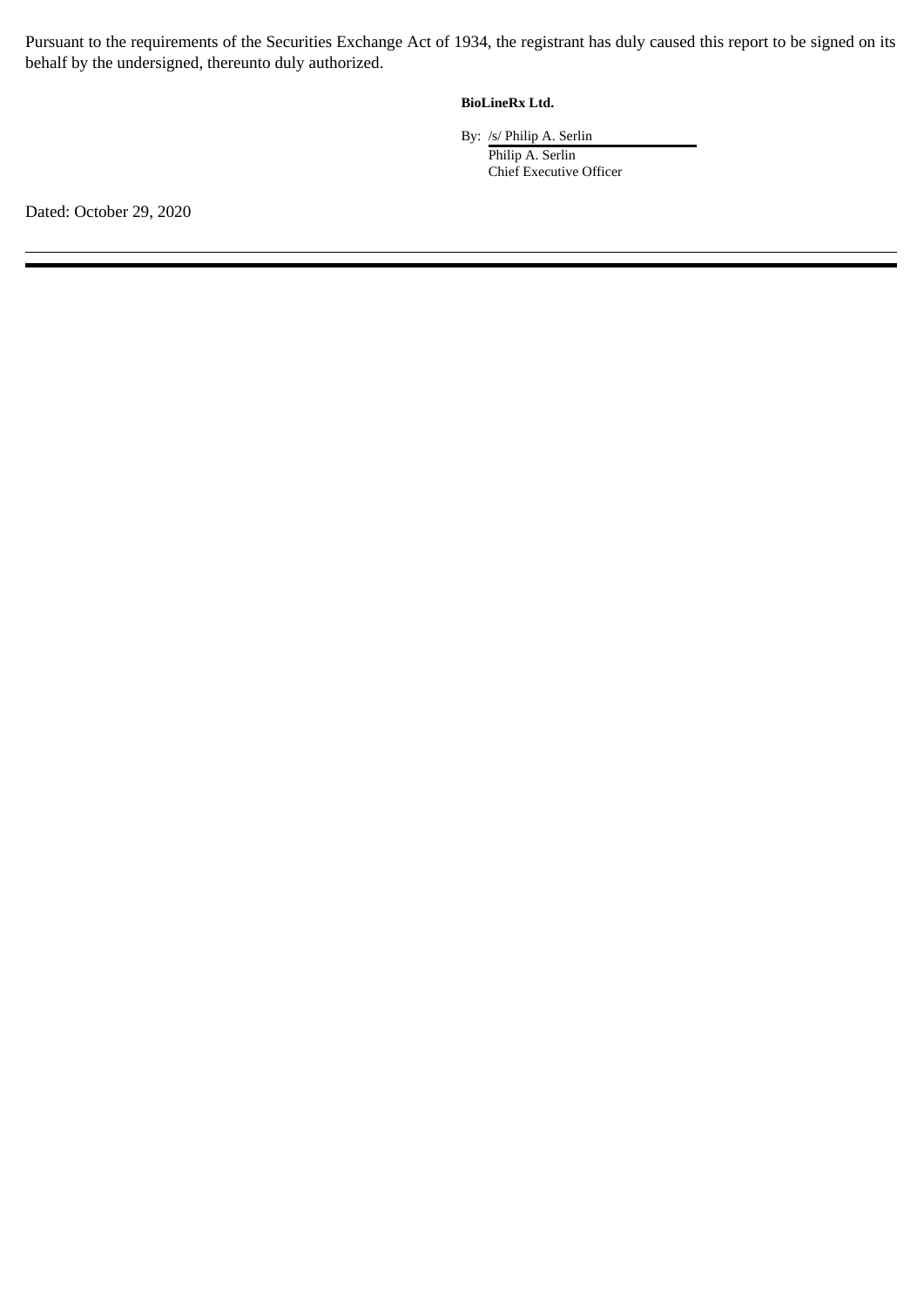Pursuant to the requirements of the Securities Exchange Act of 1934, the registrant has duly caused this report to be signed on its behalf by the undersigned, thereunto duly authorized.

**BioLineRx Ltd.**

By: /s/ Philip A. Serlin
Philip A. Serlin
Chief Executive Officer

Dated: October 29, 2020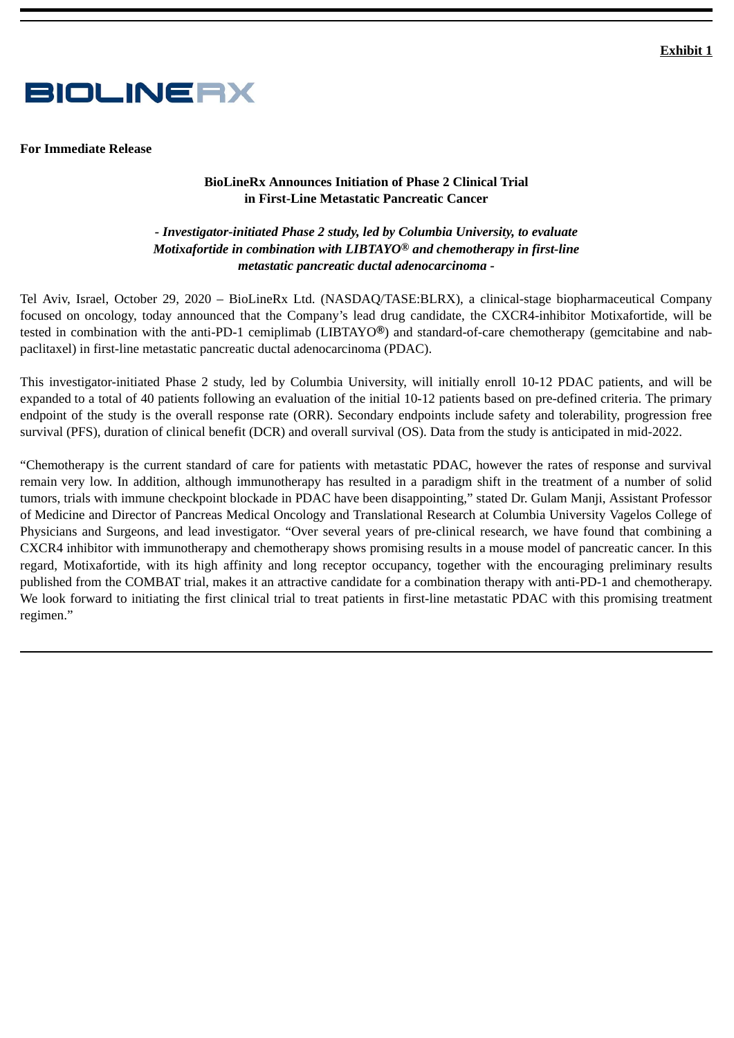**Exhibit 1**

BIOLINERX

**For Immediate Release**

**BioLineRx Announces Initiation of Phase 2 Clinical Trial in First-Line Metastatic Pancreatic Cancer**

***- Investigator-initiated Phase 2 study, led by Columbia University, to evaluate Motixafortide in combination with LIBTAYO® and chemotherapy in first-line metastatic pancreatic ductal adenocarcinoma -***

Tel Aviv, Israel, October 29, 2020 – BioLineRx Ltd. (NASDAQ/TASE:BLRX), a clinical-stage biopharmaceutical Company focused on oncology, today announced that the Company's lead drug candidate, the CXCR4-inhibitor Motixafortide, will be tested in combination with the anti-PD-1 cemiplimab (LIBTAYO**®**) and standard-of-care chemotherapy (gemcitabine and nab-paclitaxel) in first-line metastatic pancreatic ductal adenocarcinoma (PDAC).

This investigator-initiated Phase 2 study, led by Columbia University, will initially enroll 10-12 PDAC patients, and will be expanded to a total of 40 patients following an evaluation of the initial 10-12 patients based on pre-defined criteria. The primary endpoint of the study is the overall response rate (ORR). Secondary endpoints include safety and tolerability, progression free survival (PFS), duration of clinical benefit (DCR) and overall survival (OS). Data from the study is anticipated in mid-2022.

"Chemotherapy is the current standard of care for patients with metastatic PDAC, however the rates of response and survival remain very low. In addition, although immunotherapy has resulted in a paradigm shift in the treatment of a number of solid tumors, trials with immune checkpoint blockade in PDAC have been disappointing," stated Dr. Gulam Manji, Assistant Professor of Medicine and Director of Pancreas Medical Oncology and Translational Research at Columbia University Vagelos College of Physicians and Surgeons, and lead investigator. "Over several years of pre-clinical research, we have found that combining a CXCR4 inhibitor with immunotherapy and chemotherapy shows promising results in a mouse model of pancreatic cancer. In this regard, Motixafortide, with its high affinity and long receptor occupancy, together with the encouraging preliminary results published from the COMBAT trial, makes it an attractive candidate for a combination therapy with anti-PD-1 and chemotherapy. We look forward to initiating the first clinical trial to treat patients in first-line metastatic PDAC with this promising treatment regimen."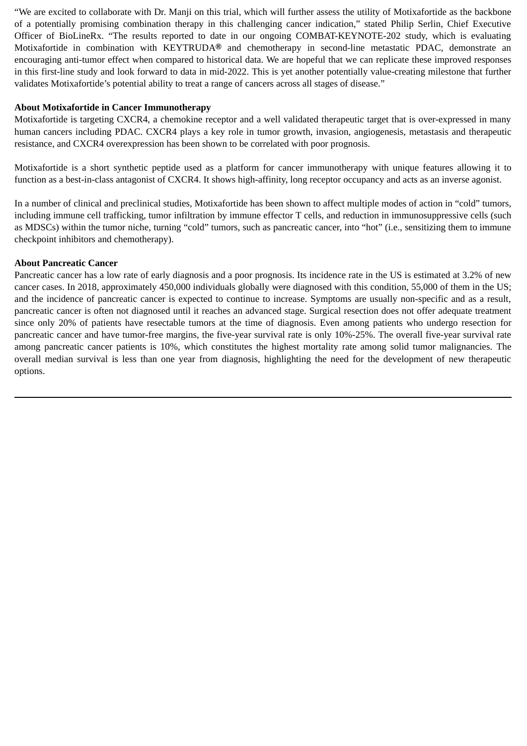"We are excited to collaborate with Dr. Manji on this trial, which will further assess the utility of Motixafortide as the backbone of a potentially promising combination therapy in this challenging cancer indication," stated Philip Serlin, Chief Executive Officer of BioLineRx. "The results reported to date in our ongoing COMBAT-KEYNOTE-202 study, which is evaluating Motixafortide in combination with KEYTRUDA® and chemotherapy in second-line metastatic PDAC, demonstrate an encouraging anti-tumor effect when compared to historical data. We are hopeful that we can replicate these improved responses in this first-line study and look forward to data in mid-2022. This is yet another potentially value-creating milestone that further validates Motixafortide's potential ability to treat a range of cancers across all stages of disease."

**About Motixafortide in Cancer Immunotherapy**

Motixafortide is targeting CXCR4, a chemokine receptor and a well validated therapeutic target that is over-expressed in many human cancers including PDAC. CXCR4 plays a key role in tumor growth, invasion, angiogenesis, metastasis and therapeutic resistance, and CXCR4 overexpression has been shown to be correlated with poor prognosis.

Motixafortide is a short synthetic peptide used as a platform for cancer immunotherapy with unique features allowing it to function as a best-in-class antagonist of CXCR4. It shows high-affinity, long receptor occupancy and acts as an inverse agonist.

In a number of clinical and preclinical studies, Motixafortide has been shown to affect multiple modes of action in "cold" tumors, including immune cell trafficking, tumor infiltration by immune effector T cells, and reduction in immunosuppressive cells (such as MDSCs) within the tumor niche, turning "cold" tumors, such as pancreatic cancer, into "hot" (i.e., sensitizing them to immune checkpoint inhibitors and chemotherapy).

**About Pancreatic Cancer**

Pancreatic cancer has a low rate of early diagnosis and a poor prognosis. Its incidence rate in the US is estimated at 3.2% of new cancer cases. In 2018, approximately 450,000 individuals globally were diagnosed with this condition, 55,000 of them in the US; and the incidence of pancreatic cancer is expected to continue to increase. Symptoms are usually non-specific and as a result, pancreatic cancer is often not diagnosed until it reaches an advanced stage. Surgical resection does not offer adequate treatment since only 20% of patients have resectable tumors at the time of diagnosis. Even among patients who undergo resection for pancreatic cancer and have tumor-free margins, the five-year survival rate is only 10%-25%. The overall five-year survival rate among pancreatic cancer patients is 10%, which constitutes the highest mortality rate among solid tumor malignancies. The overall median survival is less than one year from diagnosis, highlighting the need for the development of new therapeutic options.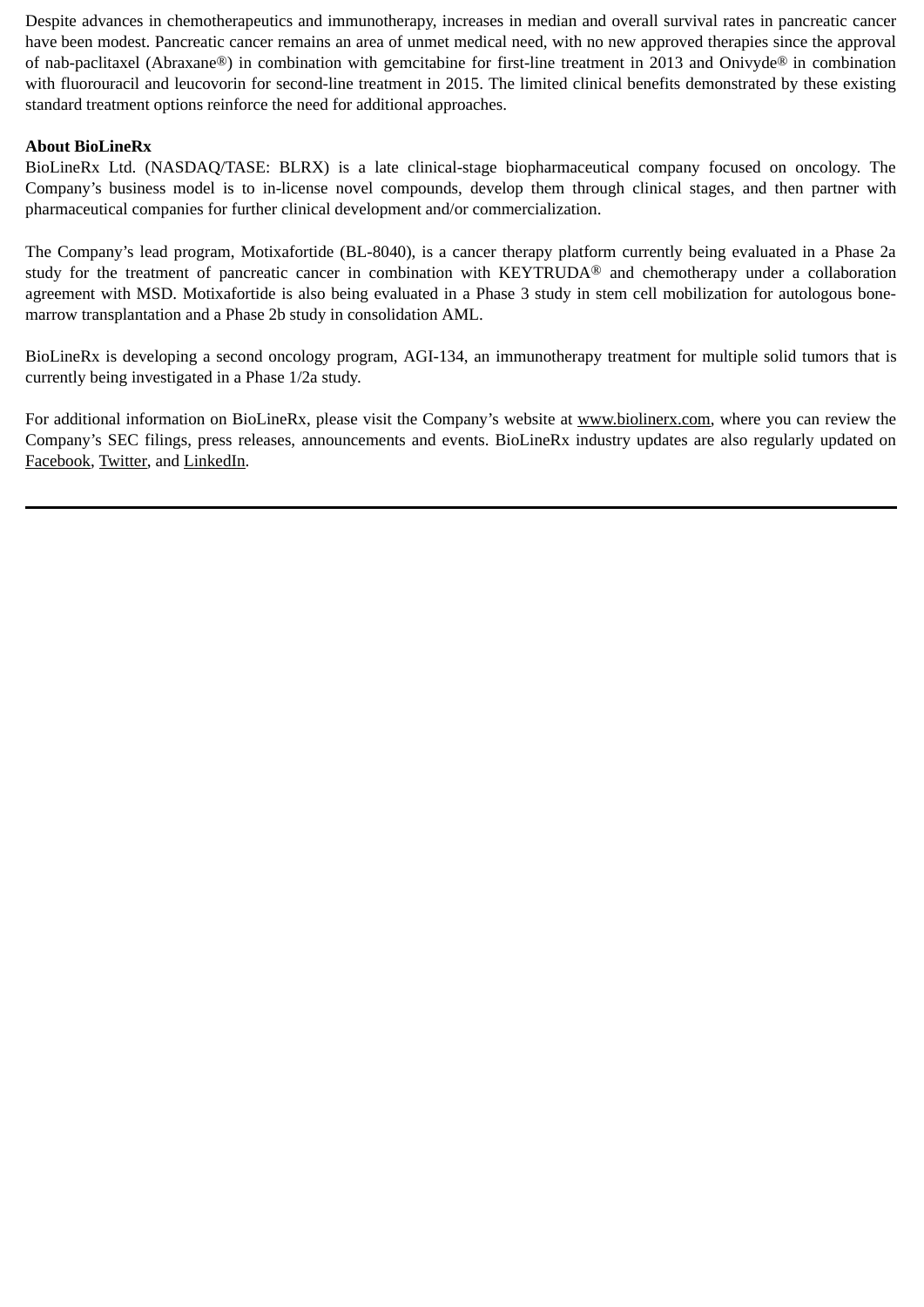Despite advances in chemotherapeutics and immunotherapy, increases in median and overall survival rates in pancreatic cancer have been modest. Pancreatic cancer remains an area of unmet medical need, with no new approved therapies since the approval of nab-paclitaxel (Abraxane®) in combination with gemcitabine for first-line treatment in 2013 and Onivyde® in combination with fluorouracil and leucovorin for second-line treatment in 2015. The limited clinical benefits demonstrated by these existing standard treatment options reinforce the need for additional approaches.

**About BioLineRx**

BioLineRx Ltd. (NASDAQ/TASE: BLRX) is a late clinical-stage biopharmaceutical company focused on oncology. The Company's business model is to in-license novel compounds, develop them through clinical stages, and then partner with pharmaceutical companies for further clinical development and/or commercialization.

The Company's lead program, Motixafortide (BL-8040), is a cancer therapy platform currently being evaluated in a Phase 2a study for the treatment of pancreatic cancer in combination with KEYTRUDA® and chemotherapy under a collaboration agreement with MSD. Motixafortide is also being evaluated in a Phase 3 study in stem cell mobilization for autologous bone-marrow transplantation and a Phase 2b study in consolidation AML.

BioLineRx is developing a second oncology program, AGI-134, an immunotherapy treatment for multiple solid tumors that is currently being investigated in a Phase 1/2a study.

For additional information on BioLineRx, please visit the Company's website at www.biolinerx.com, where you can review the Company's SEC filings, press releases, announcements and events. BioLineRx industry updates are also regularly updated on Facebook, Twitter, and LinkedIn.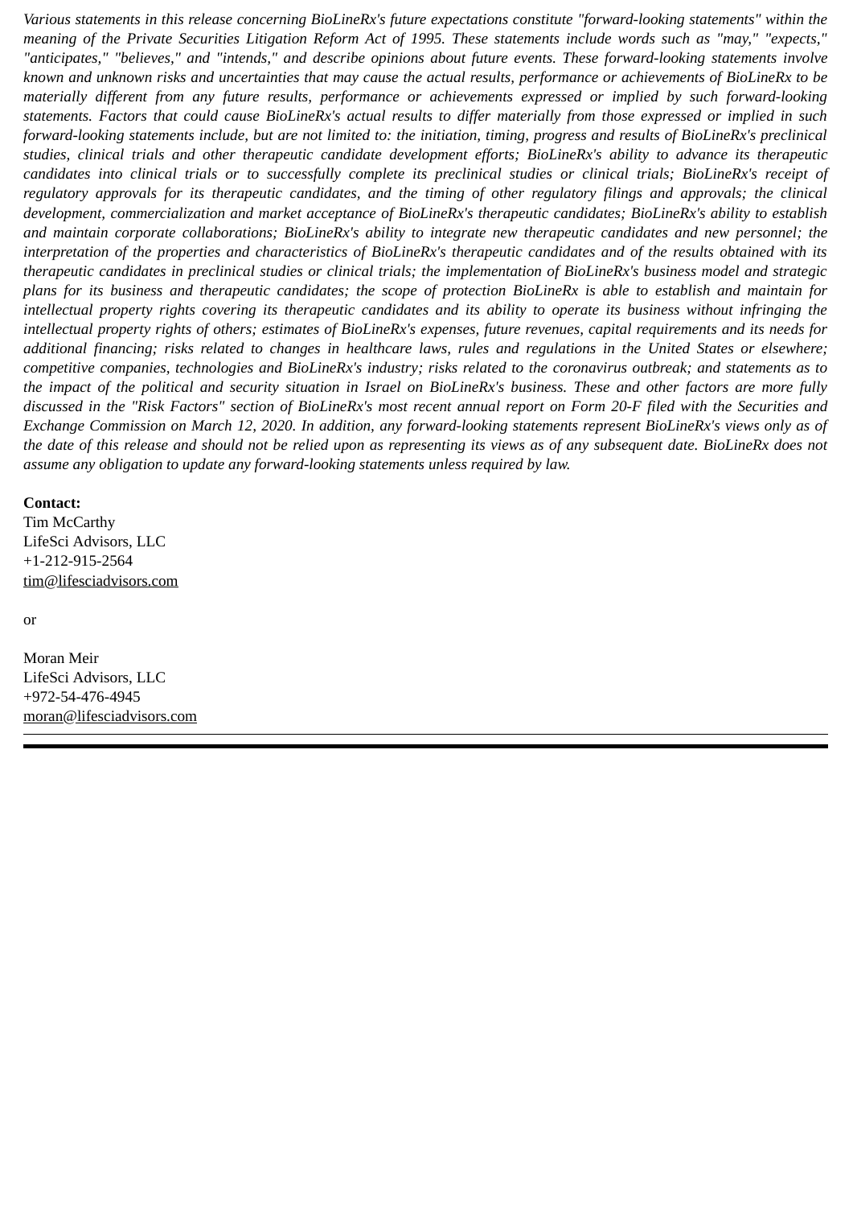*Various statements in this release concerning BioLineRx's future expectations constitute "forward-looking statements" within the meaning of the Private Securities Litigation Reform Act of 1995. These statements include words such as "may," "expects," "anticipates," "believes," and "intends," and describe opinions about future events. These forward-looking statements involve known and unknown risks and uncertainties that may cause the actual results, performance or achievements of BioLineRx to be materially different from any future results, performance or achievements expressed or implied by such forward-looking statements. Factors that could cause BioLineRx's actual results to differ materially from those expressed or implied in such forward-looking statements include, but are not limited to: the initiation, timing, progress and results of BioLineRx's preclinical studies, clinical trials and other therapeutic candidate development efforts; BioLineRx's ability to advance its therapeutic candidates into clinical trials or to successfully complete its preclinical studies or clinical trials; BioLineRx's receipt of regulatory approvals for its therapeutic candidates, and the timing of other regulatory filings and approvals; the clinical development, commercialization and market acceptance of BioLineRx's therapeutic candidates; BioLineRx's ability to establish and maintain corporate collaborations; BioLineRx's ability to integrate new therapeutic candidates and new personnel; the interpretation of the properties and characteristics of BioLineRx's therapeutic candidates and of the results obtained with its therapeutic candidates in preclinical studies or clinical trials; the implementation of BioLineRx's business model and strategic plans for its business and therapeutic candidates; the scope of protection BioLineRx is able to establish and maintain for intellectual property rights covering its therapeutic candidates and its ability to operate its business without infringing the intellectual property rights of others; estimates of BioLineRx's expenses, future revenues, capital requirements and its needs for additional financing; risks related to changes in healthcare laws, rules and regulations in the United States or elsewhere; competitive companies, technologies and BioLineRx's industry; risks related to the coronavirus outbreak; and statements as to the impact of the political and security situation in Israel on BioLineRx's business. These and other factors are more fully discussed in the "Risk Factors" section of BioLineRx's most recent annual report on Form 20-F filed with the Securities and Exchange Commission on March 12, 2020. In addition, any forward-looking statements represent BioLineRx's views only as of the date of this release and should not be relied upon as representing its views as of any subsequent date. BioLineRx does not assume any obligation to update any forward-looking statements unless required by law.*

**Contact:**
Tim McCarthy
LifeSci Advisors, LLC
+1-212-915-2564
tim@lifesciadvisors.com

or

Moran Meir
LifeSci Advisors, LLC
+972-54-476-4945
moran@lifesciadvisors.com